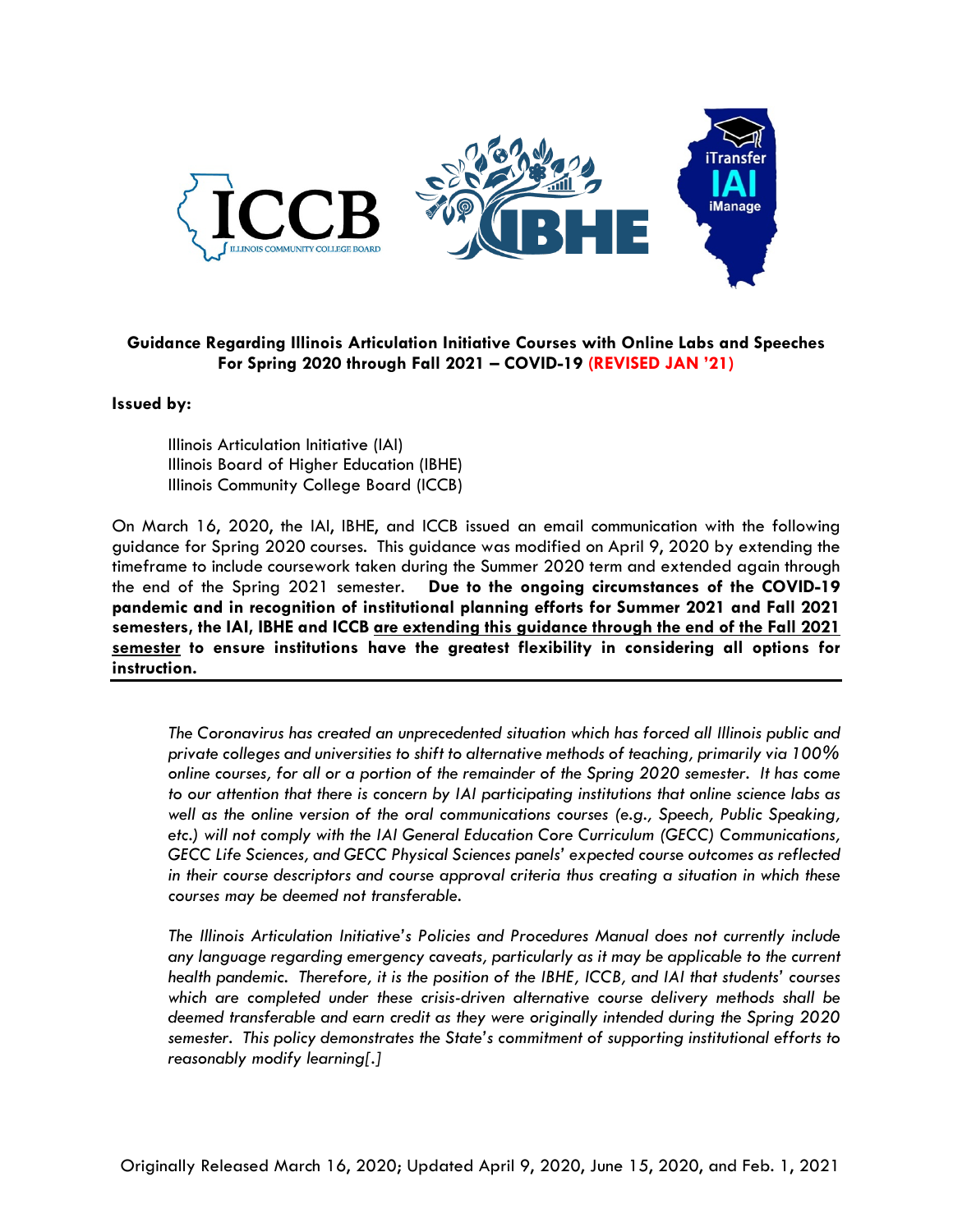**Guidance Regarding Illinois Articulation Initiative Courses with Online Labs and Speeches For Spring 2020 through Fall 2021 – COVID-19 (REVISED JAN '21)**

**Issued by:**

Illinois Articulation Initiative (IAI)
Illinois Board of Higher Education (IBHE)
Illinois Community College Board (ICCB)

On March 16, 2020, the IAI, IBHE, and ICCB issued an email communication with the following guidance for Spring 2020 courses. This guidance was modified on April 9, 2020 by extending the timeframe to include coursework taken during the Summer 2020 term and extended again through the end of the Spring 2021 semester. **Due to the ongoing circumstances of the COVID-19 pandemic and in recognition of institutional planning efforts for Summer 2021 and Fall 2021 semesters, the IAI, IBHE and ICCB <u>are extending this guidance through the end of the Fall 2021 semester</u> to ensure institutions have the greatest flexibility in considering all options for instruction.**

---

*The Coronavirus has created an unprecedented situation which has forced all Illinois public and private colleges and universities to shift to alternative methods of teaching, primarily via 100% online courses, for all or a portion of the remainder of the Spring 2020 semester. It has come to our attention that there is concern by IAI participating institutions that online science labs as well as the online version of the oral communications courses (e.g., Speech, Public Speaking, etc.) will not comply with the IAI General Education Core Curriculum (GECC) Communications, GECC Life Sciences, and GECC Physical Sciences panels' expected course outcomes as reflected in their course descriptors and course approval criteria thus creating a situation in which these courses may be deemed not transferable.*

*The Illinois Articulation Initiative's Policies and Procedures Manual does not currently include any language regarding emergency caveats, particularly as it may be applicable to the current health pandemic. Therefore, it is the position of the IBHE, ICCB, and IAI that students' courses which are completed under these crisis-driven alternative course delivery methods shall be deemed transferable and earn credit as they were originally intended during the Spring 2020 semester. This policy demonstrates the State's commitment of supporting institutional efforts to reasonably modify learning[.]*

Originally Released March 16, 2020; Updated April 9, 2020, June 15, 2020, and Feb. 1, 2021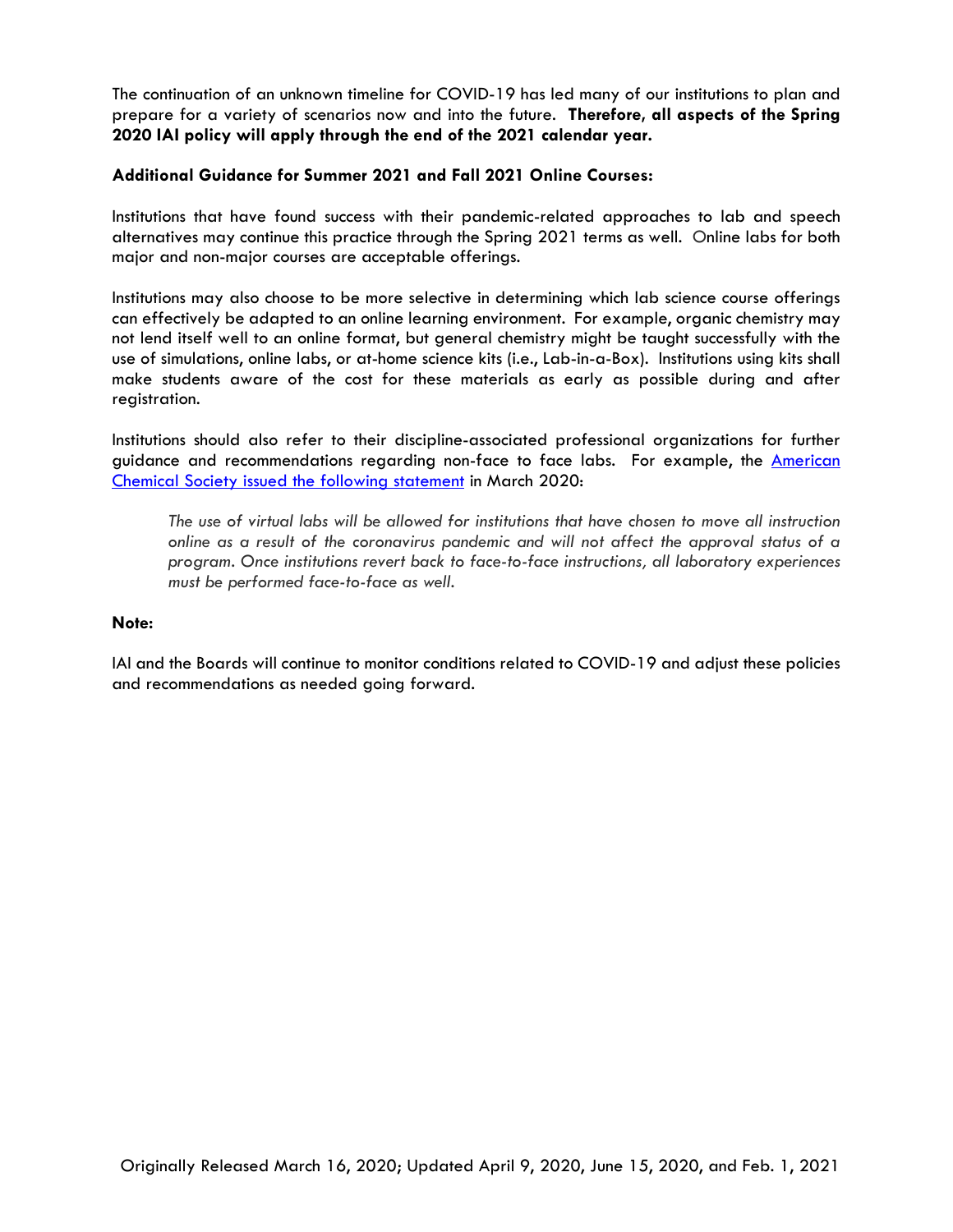The continuation of an unknown timeline for COVID-19 has led many of our institutions to plan and prepare for a variety of scenarios now and into the future. **Therefore, all aspects of the Spring 2020 IAI policy will apply through the end of the 2021 calendar year.**

**Additional Guidance for Summer 2021 and Fall 2021 Online Courses:**

Institutions that have found success with their pandemic-related approaches to lab and speech alternatives may continue this practice through the Spring 2021 terms as well. Online labs for both major and non-major courses are acceptable offerings.

Institutions may also choose to be more selective in determining which lab science course offerings can effectively be adapted to an online learning environment. For example, organic chemistry may not lend itself well to an online format, but general chemistry might be taught successfully with the use of simulations, online labs, or at-home science kits (i.e., Lab-in-a-Box). Institutions using kits shall make students aware of the cost for these materials as early as possible during and after registration.

Institutions should also refer to their discipline-associated professional organizations for further guidance and recommendations regarding non-face to face labs. For example, the American Chemical Society issued the following statement in March 2020:

> *The use of virtual labs will be allowed for institutions that have chosen to move all instruction online as a result of the coronavirus pandemic and will not affect the approval status of a program. Once institutions revert back to face-to-face instructions, all laboratory experiences must be performed face-to-face as well.*

**Note:**

IAI and the Boards will continue to monitor conditions related to COVID-19 and adjust these policies and recommendations as needed going forward.

Originally Released March 16, 2020; Updated April 9, 2020, June 15, 2020, and Feb. 1, 2021